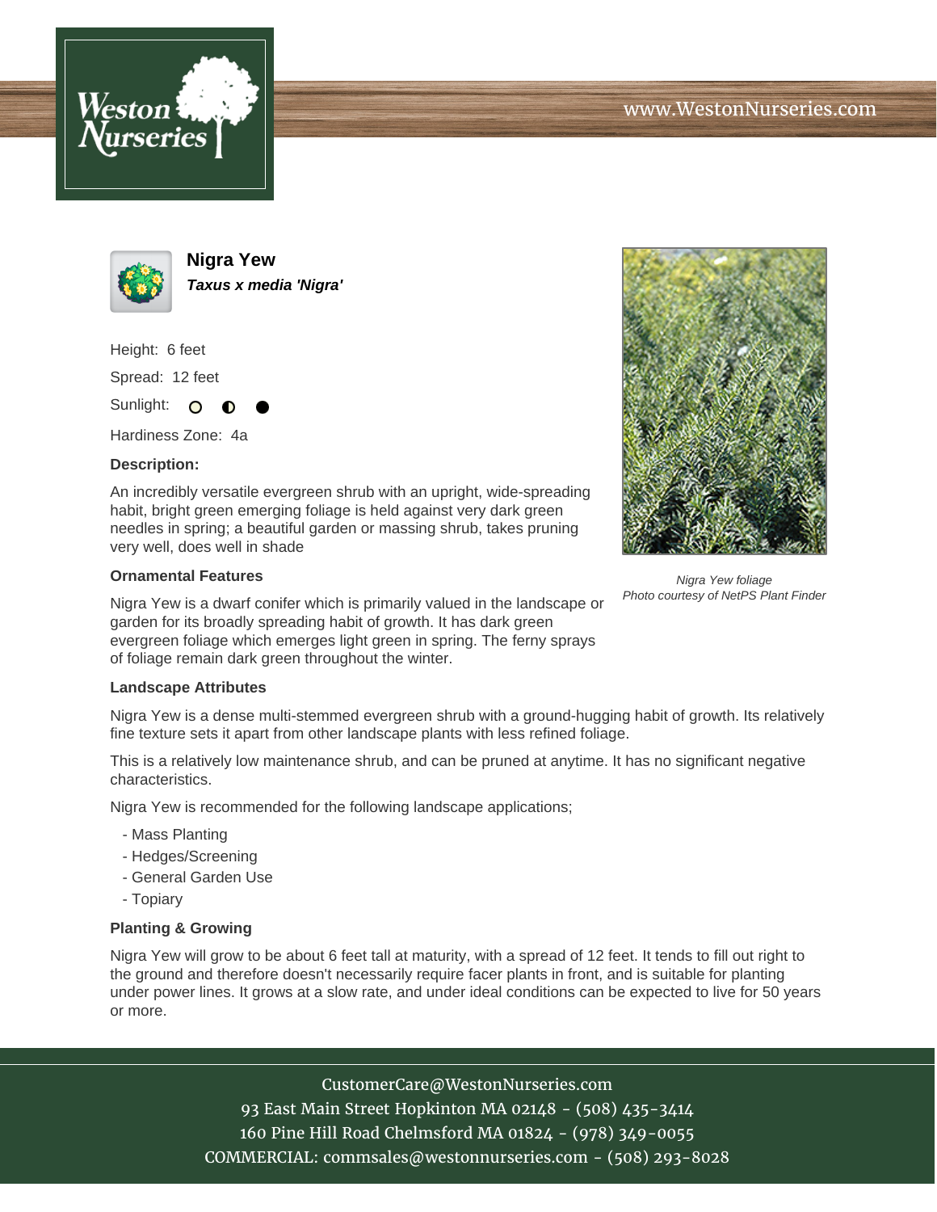# Nigra Yew

***Taxus x media 'Nigra'***

Height: 6 feet

Spread: 12 feet

Sunlight: ○ ◐ ●

Hardiness Zone: 4a

**Description:**

An incredibly versatile evergreen shrub with an upright, wide-spreading habit, bright green emerging foliage is held against very dark green needles in spring; a beautiful garden or massing shrub, takes pruning very well, does well in shade

*Nigra Yew foliage*
*Photo courtesy of NetPS Plant Finder*

**Ornamental Features**

Nigra Yew is a dwarf conifer which is primarily valued in the landscape or garden for its broadly spreading habit of growth. It has dark green evergreen foliage which emerges light green in spring. The ferny sprays of foliage remain dark green throughout the winter.

**Landscape Attributes**

Nigra Yew is a dense multi-stemmed evergreen shrub with a ground-hugging habit of growth. Its relatively fine texture sets it apart from other landscape plants with less refined foliage.

This is a relatively low maintenance shrub, and can be pruned at anytime. It has no significant negative characteristics.

Nigra Yew is recommended for the following landscape applications;

- Mass Planting
- Hedges/Screening
- General Garden Use
- Topiary

**Planting & Growing**

Nigra Yew will grow to be about 6 feet tall at maturity, with a spread of 12 feet. It tends to fill out right to the ground and therefore doesn't necessarily require facer plants in front, and is suitable for planting under power lines. It grows at a slow rate, and under ideal conditions can be expected to live for 50 years or more.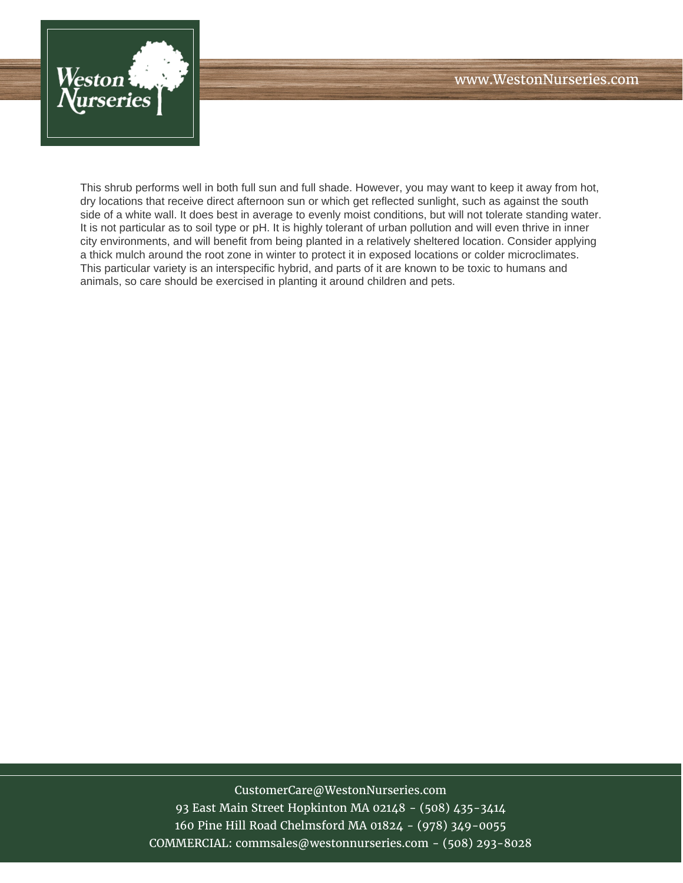This shrub performs well in both full sun and full shade. However, you may want to keep it away from hot, dry locations that receive direct afternoon sun or which get reflected sunlight, such as against the south side of a white wall. It does best in average to evenly moist conditions, but will not tolerate standing water. It is not particular as to soil type or pH. It is highly tolerant of urban pollution and will even thrive in inner city environments, and will benefit from being planted in a relatively sheltered location. Consider applying a thick mulch around the root zone in winter to protect it in exposed locations or colder microclimates. This particular variety is an interspecific hybrid, and parts of it are known to be toxic to humans and animals, so care should be exercised in planting it around children and pets.